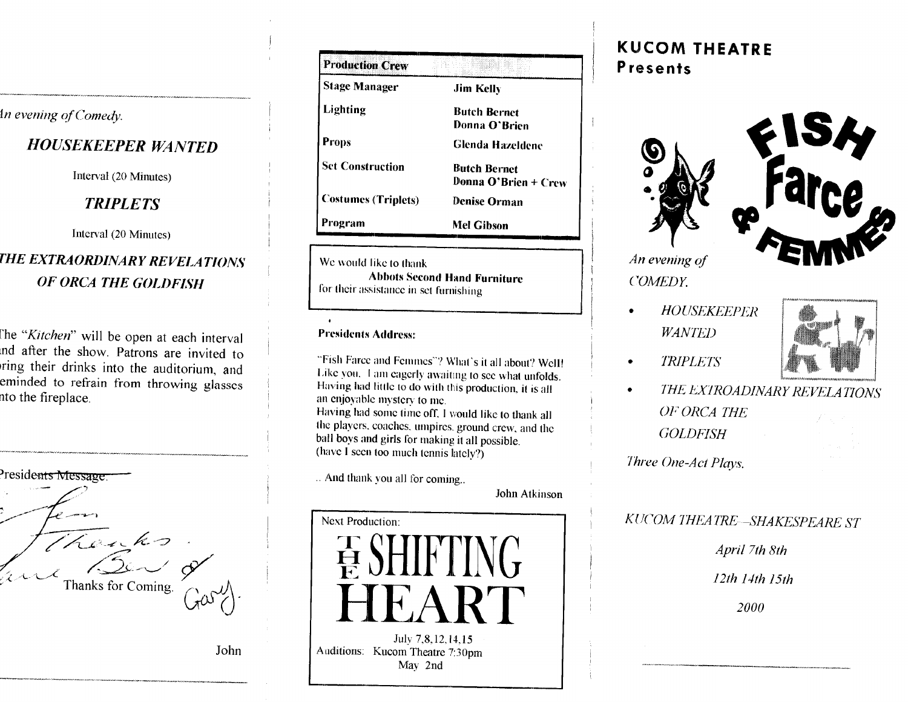*An evening of Comedy.*

## *HOUSEKEEPER WANTED*

Interval (20 Minutes)

## *TRIPLETS*

Interval (20 Minutes)

## *THE EXTRAORDINARY REVELATIONS OF ORCA THE GOLDFISH*

The "*Kitchen*" will be open at each interval and after the show. Patrons are invited to bring their drinks into the auditorium, and reminded to refrain from throwing glasses into the fireplace.

~~Presidents Message.~~

Jim Thanks. Jane Ben & Gary.

Thanks for Coming.

John

| Production Crew | |
|---|---|
| Stage Manager | Jim Kelly |
| Lighting | Butch Bernet<br>Donna O'Brien |
| Props | Glenda Hazeldene |
| Set Construction | Butch Bernet<br>Donna O'Brien + Crew |
| Costumes (Triplets) | Denise Orman |
| Program | Mel Gibson |

We would like to thank
**Abbots Second Hand Furniture**
for their assistance in set furnishing

**Presidents Address:**

"Fish Farce and Femmes"? What's it all about? Well! Like you, I am eagerly awaiting to see what unfolds. Having had little to do with this production, it is all an enjoyable mystery to me.
Having had some time off, I would like to thank all the players, coaches, umpires, ground crew, and the ball boys and girls for making it all possible.
(have I seen too much tennis lately?)

.. And thank you all for coming..

John Atkinson

Next Production:

# THE SHIFTING HEART

July 7,8,12,14,15
Auditions: Kucom Theatre 7:30pm
May 2nd

# KUCOM THEATRE
## Presents

# FISH Farce & FEMMES

*An evening of COMEDY.*

- *HOUSEKEEPER WANTED*
- *TRIPLETS*
- *THE EXTROADINARY REVELATIONS OF ORCA THE GOLDFISH*

*Three One-Act Plays.*

*KUCOM THEATRE—SHAKESPEARE ST*

*April 7th 8th*

*12th 14th 15th*

*2000*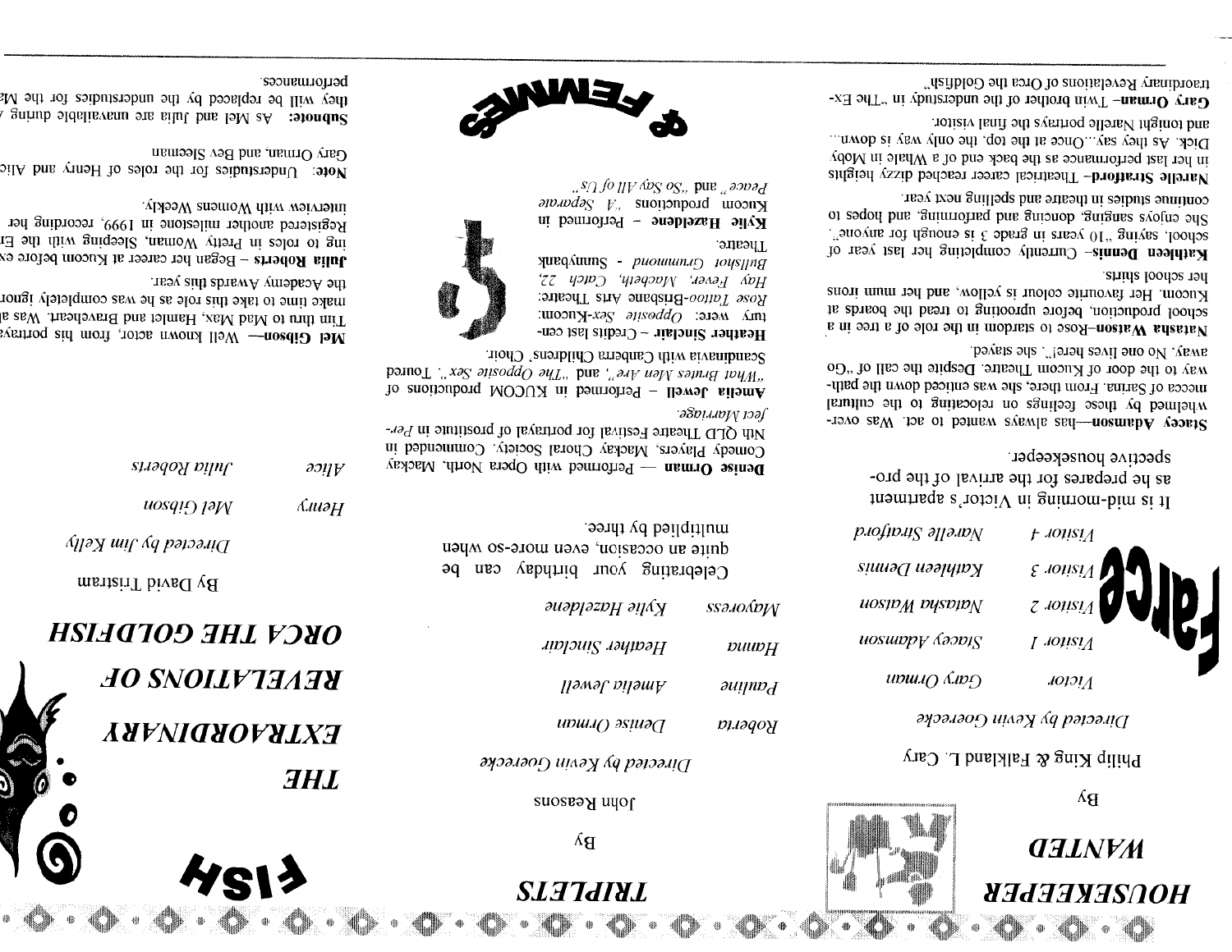# Farce

## HOUSEKEEPER WANTED

By

Philip King & Falkland L. Cary

*Directed by Kevin Goerecke*

| | |
|---|---|
| *Victor* | *Gary Orman* |
| *Visitor 1* | *Stacey Adamson* |
| *Visitor 2* | *Natasha Watson* |
| *Visitor 3* | *Kathleen Dennis* |
| *Visitor 4* | *Narelle Strafford* |

It is mid-morning in Victor's apartment as he prepares for the arrival of the prospective housekeeper.

**Stacey Adamson**—has always wanted to act. Was overwhelmed by these feelings on relocating to the cultural mecca of Sarina. From there, she was enticed down the pathway to the door of Kucom Theatre. Despite the call of "Go away. No one lives here!", she stayed.

**Natasha Watson**–Rose to stardom in the role of a tree in a school production, before uprooting to tread the boards at Kucom. Her favourite colour is yellow, and her mum irons her school shirts.

**Kathleen Dennis**– Currently completing her last year of school, saying "10 years in grade 3 is enough for anyone". She enjoys sanging, dancing and parforming, and hopes to continue studies in theatre and spelling next year.

**Narelle Strafford**– Theatrical career reached dizzy heights in her last performance as the back end of a Whale in Moby Dick. As they say...Once at the top, the only way is down... and tonight Narelle portrays the final visitor.

**Gary Orman**– Twin brother of the understudy in "The Extraordinary Revelations of Orca the Goldfish"

## TRIPLETS

By

John Reasons

*Directed by Kevin Goerecke*

| | |
|---|---|
| *Roberta* | *Denise Orman* |
| *Pauline* | *Amelia Jewell* |
| *Hanna* | *Heather Sinclair* |
| *Mayoress* | *Kylie Hazeldene* |

Celebrating your birthday can be quite an occasion, even more-so when multiplied by three.

**Denise Orman** — Performed with Opera North, Mackay Comedy Players, Mackay Choral Society. Commended in Nth QLD Theatre Festival for portrayal of prostitute in *Perfect Marriage*.

**Amelia Jewell** – Performed in KUCOM productions of *"What Brutes Men Are"*, and *"The Opposite Sex"*. Toured Scandinavia with Canberra Childrens' Choir.

**Heather Sinclair** – Credits last century were: *Opposite Sex*-Kucom; *Rose Tattoo*-Brisbane Arts Theatre; *Hay Fever, Macbeth, Catch 22, Bullshot Grummond* - Sunnybank Theatre.

**Kylie Hazeldene** – Performed in Kucom productions *"A Separate Peace"* and *"So Say All of Us"*.

# & FEMMES

# FISH

## THE EXTRAORDINARY REVELATIONS OF ORCA THE GOLDFISH

By David Tristram

*Directed by Jim Kelly*

| | |
|---|---|
| *Henry* | *Mel Gibson* |
| *Alice* | *Julia Roberts* |

**Mel Gibson**— Well known actor, from his portraya[l of] Tim thru to Mad Max, Hamlet and Braveheart. Was al[so] make time to take this role as he was completely ignor[ed by] the Academy Awards this year.

**Julia Roberts** – Began her career at Kucom before ex[...] ing to roles in Pretty Woman, Sleeping with the En[emy]. Registered another milestone in 1999, recording her interview with Womens Weekly.

**Note**: Understudies for the roles of Henry and Alic[e]: Gary Orman, and Bev Sleeman

**Subnote**: As Mel and Julia are unavailable during [...] they will be replaced by the understudies for the M[...] performances.